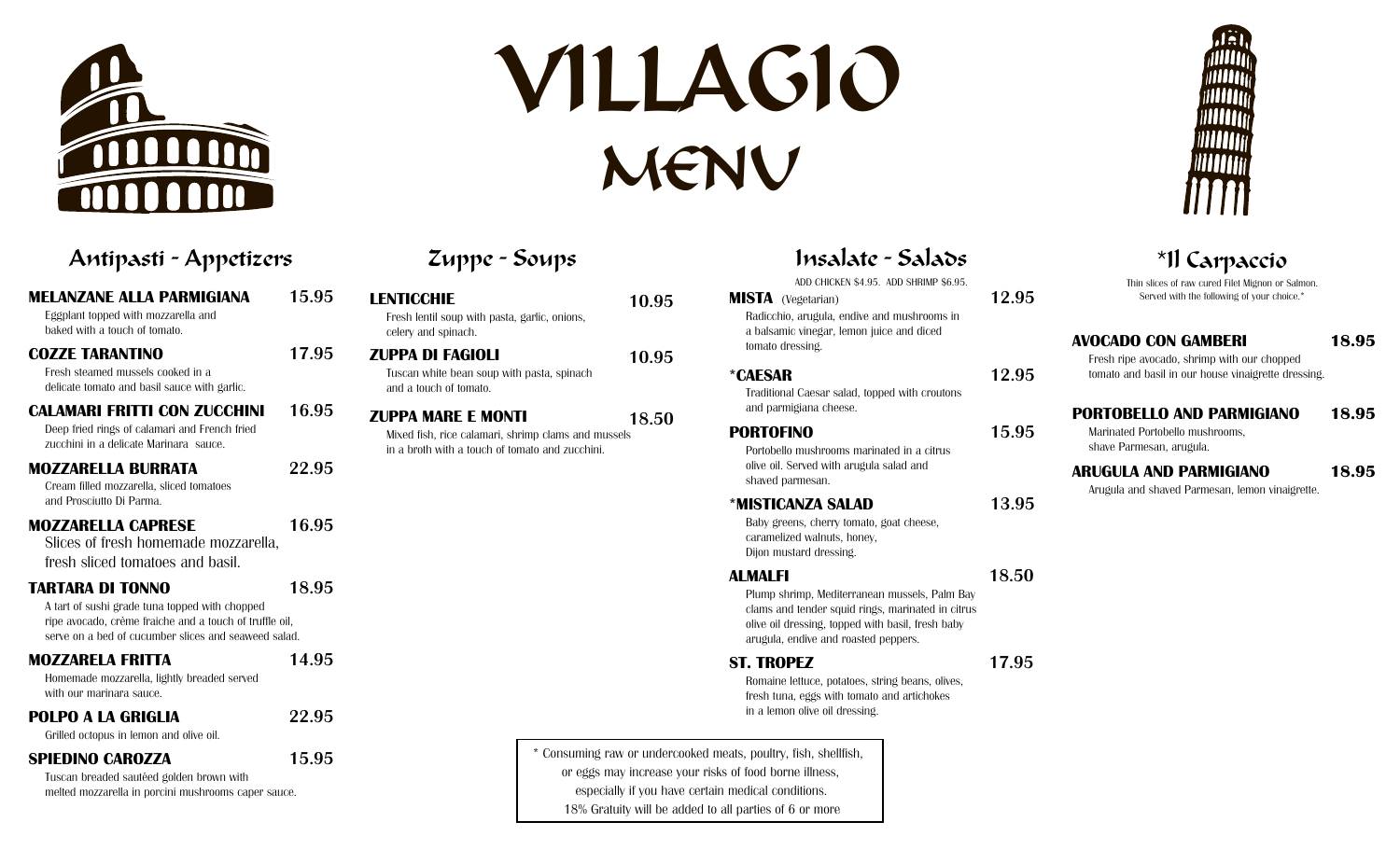# VILLAGIO MENU

## Antipasti - Appetizers

**MELANZANE ALLA PARMIGIANA** 15.95
Eggplant topped with mozzarella and baked with a touch of tomato.

**COZZE TARANTINO** 17.95
Fresh steamed mussels cooked in a delicate tomato and basil sauce with garlic.

**CALAMARI FRITTI CON ZUCCHINI** 16.95
Deep fried rings of calamari and French fried zucchini in a delicate Marinara sauce.

**MOZZARELLA BURRATA** 22.95
Cream filled mozzarella, sliced tomatoes and Prosciutto Di Parma.

**MOZZARELLA CAPRESE** 16.95
Slices of fresh homemade mozzarella, fresh sliced tomatoes and basil.

**TARTARA DI TONNO** 18.95
A tart of sushi grade tuna topped with chopped ripe avocado, crème fraiche and a touch of truffle oil, serve on a bed of cucumber slices and seaweed salad.

**MOZZARELA FRITTA** 14.95
Homemade mozzarella, lightly breaded served with our marinara sauce.

**POLPO A LA GRIGLIA** 22.95
Grilled octopus in lemon and olive oil.

**SPIEDINO CAROZZA** 15.95
Tuscan breaded sautéed golden brown with melted mozzarella in porcini mushrooms caper sauce.

## Zuppe - Soups

**LENTICCHIE** 10.95
Fresh lentil soup with pasta, garlic, onions, celery and spinach.

**ZUPPA DI FAGIOLI** 10.95
Tuscan white bean soup with pasta, spinach and a touch of tomato.

**ZUPPA MARE E MONTI** 18.50
Mixed fish, rice calamari, shrimp clams and mussels in a broth with a touch of tomato and zucchini.

## Insalate - Salads

ADD CHICKEN $4.95. ADD SHRIMP $6.95.

**MISTA** (Vegetarian) 12.95
Radicchio, arugula, endive and mushrooms in a balsamic vinegar, lemon juice and diced tomato dressing.

***CAESAR** 12.95
Traditional Caesar salad, topped with croutons and parmigiana cheese.

**PORTOFINO** 15.95
Portobello mushrooms marinated in a citrus olive oil. Served with arugula salad and shaved parmesan.

***MISTICANZA SALAD** 13.95
Baby greens, cherry tomato, goat cheese, caramelized walnuts, honey, Dijon mustard dressing.

**ALMALFI** 18.50
Plump shrimp, Mediterranean mussels, Palm Bay clams and tender squid rings, marinated in citrus olive oil dressing, topped with basil, fresh baby arugula, endive and roasted peppers.

**ST. TROPEZ** 17.95
Romaine lettuce, potatoes, string beans, olives, fresh tuna, eggs with tomato and artichokes in a lemon olive oil dressing.

## *Il Carpaccio

Thin slices of raw cured Filet Mignon or Salmon. Served with the following of your choice.*

**AVOCADO CON GAMBERI** 18.95
Fresh ripe avocado, shrimp with our chopped tomato and basil in our house vinaigrette dressing.

**PORTOBELLO AND PARMIGIANO** 18.95
Marinated Portobello mushrooms, shave Parmesan, arugula.

**ARUGULA AND PARMIGIANO** 18.95
Arugula and shaved Parmesan, lemon vinaigrette.

---

* Consuming raw or undercooked meats, poultry, fish, shellfish, or eggs may increase your risks of food borne illness, especially if you have certain medical conditions.
18% Gratuity will be added to all parties of 6 or more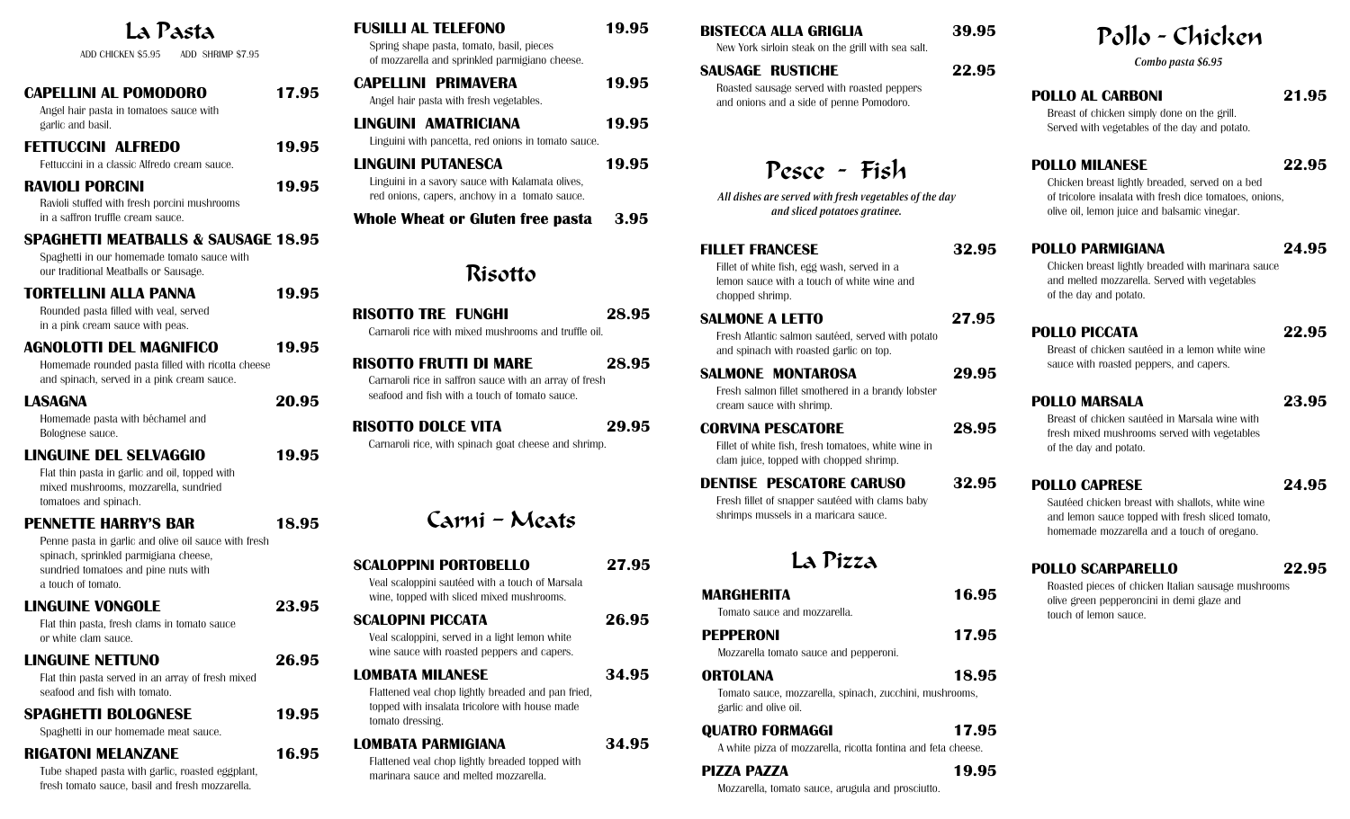# La Pasta

ADD CHICKEN $5.95 ADD SHRIMP $7.95

**CAPELLINI AL POMODORO** 17.95
Angel hair pasta in tomatoes sauce with garlic and basil.

**FETTUCCINI ALFREDO** 19.95
Fettuccini in a classic Alfredo cream sauce.

**RAVIOLI PORCINI** 19.95
Ravioli stuffed with fresh porcini mushrooms in a saffron truffle cream sauce.

**SPAGHETTI MEATBALLS & SAUSAGE** 18.95
Spaghetti in our homemade tomato sauce with our traditional Meatballs or Sausage.

**TORTELLINI ALLA PANNA** 19.95
Rounded pasta filled with veal, served in a pink cream sauce with peas.

**AGNOLOTTI DEL MAGNIFICO** 19.95
Homemade rounded pasta filled with ricotta cheese and spinach, served in a pink cream sauce.

**LASAGNA** 20.95
Homemade pasta with béchamel and Bolognese sauce.

**LINGUINE DEL SELVAGGIO** 19.95
Flat thin pasta in garlic and oil, topped with mixed mushrooms, mozzarella, sundried tomatoes and spinach.

**PENNETTE HARRY'S BAR** 18.95
Penne pasta in garlic and olive oil sauce with fresh spinach, sprinkled parmigiana cheese, sundried tomatoes and pine nuts with a touch of tomato.

**LINGUINE VONGOLE** 23.95
Flat thin pasta, fresh clams in tomato sauce or white clam sauce.

**LINGUINE NETTUNO** 26.95
Flat thin pasta served in an array of fresh mixed seafood and fish with tomato.

**SPAGHETTI BOLOGNESE** 19.95
Spaghetti in our homemade meat sauce.

**RIGATONI MELANZANE** 16.95
Tube shaped pasta with garlic, roasted eggplant, fresh tomato sauce, basil and fresh mozzarella.

**FUSILLI AL TELEFONO** 19.95
Spring shape pasta, tomato, basil, pieces of mozzarella and sprinkled parmigiano cheese.

**CAPELLINI PRIMAVERA** 19.95
Angel hair pasta with fresh vegetables.

**LINGUINI AMATRICIANA** 19.95
Linguini with pancetta, red onions in tomato sauce.

**LINGUINI PUTANESCA** 19.95
Linguini in a savory sauce with Kalamata olives, red onions, capers, anchovy in a tomato sauce.

**Whole Wheat or Gluten free pasta** 3.95

# Risotto

**RISOTTO TRE FUNGHI** 28.95
Carnaroli rice with mixed mushrooms and truffle oil.

**RISOTTO FRUTTI DI MARE** 28.95
Carnaroli rice in saffron sauce with an array of fresh seafood and fish with a touch of tomato sauce.

**RISOTTO DOLCE VITA** 29.95
Carnaroli rice, with spinach goat cheese and shrimp.

# Carni - Meats

**SCALOPPINI PORTOBELLO** 27.95
Veal scaloppini sautéed with a touch of Marsala wine, topped with sliced mixed mushrooms.

**SCALOPINI PICCATA** 26.95
Veal scaloppini, served in a light lemon white wine sauce with roasted peppers and capers.

**LOMBATA MILANESE** 34.95
Flattened veal chop lightly breaded and pan fried, topped with insalata tricolore with house made tomato dressing.

**LOMBATA PARMIGIANA** 34.95
Flattened veal chop lightly breaded topped with marinara sauce and melted mozzarella.

**BISTECCA ALLA GRIGLIA** 39.95
New York sirloin steak on the grill with sea salt.

**SAUSAGE RUSTICHE** 22.95
Roasted sausage served with roasted peppers and onions and a side of penne Pomodoro.

# Pesce - Fish

*All dishes are served with fresh vegetables of the day and sliced potatoes gratinee.*

**FILLET FRANCESE** 32.95
Fillet of white fish, egg wash, served in a lemon sauce with a touch of white wine and chopped shrimp.

**SALMONE A LETTO** 27.95
Fresh Atlantic salmon sautéed, served with potato and spinach with roasted garlic on top.

**SALMONE MONTAROSA** 29.95
Fresh salmon fillet smothered in a brandy lobster cream sauce with shrimp.

**CORVINA PESCATORE** 28.95
Fillet of white fish, fresh tomatoes, white wine in clam juice, topped with chopped shrimp.

**DENTISE PESCATORE CARUSO** 32.95
Fresh fillet of snapper sautéed with clams baby shrimps mussels in a maricara sauce.

# La Pizza

**MARGHERITA** 16.95
Tomato sauce and mozzarella.

**PEPPERONI** 17.95
Mozzarella tomato sauce and pepperoni.

**ORTOLANA** 18.95
Tomato sauce, mozzarella, spinach, zucchini, mushrooms, garlic and olive oil.

**QUATRO FORMAGGI** 17.95
A white pizza of mozzarella, ricotta fontina and feta cheese.

**PIZZA PAZZA** 19.95
Mozzarella, tomato sauce, arugula and prosciutto.

# Pollo - Chicken

*Combo pasta $6.95*

**POLLO AL CARBONI** 21.95
Breast of chicken simply done on the grill. Served with vegetables of the day and potato.

**POLLO MILANESE** 22.95
Chicken breast lightly breaded, served on a bed of tricolore insalata with fresh dice tomatoes, onions, olive oil, lemon juice and balsamic vinegar.

**POLLO PARMIGIANA** 24.95
Chicken breast lightly breaded with marinara sauce and melted mozzarella. Served with vegetables of the day and potato.

**POLLO PICCATA** 22.95
Breast of chicken sautéed in a lemon white wine sauce with roasted peppers, and capers.

**POLLO MARSALA** 23.95
Breast of chicken sautéed in Marsala wine with fresh mixed mushrooms served with vegetables of the day and potato.

**POLLO CAPRESE** 24.95
Sautéed chicken breast with shallots, white wine and lemon sauce topped with fresh sliced tomato, homemade mozzarella and a touch of oregano.

**POLLO SCARPARELLO** 22.95
Roasted pieces of chicken Italian sausage mushrooms olive green pepperoncini in demi glaze and touch of lemon sauce.